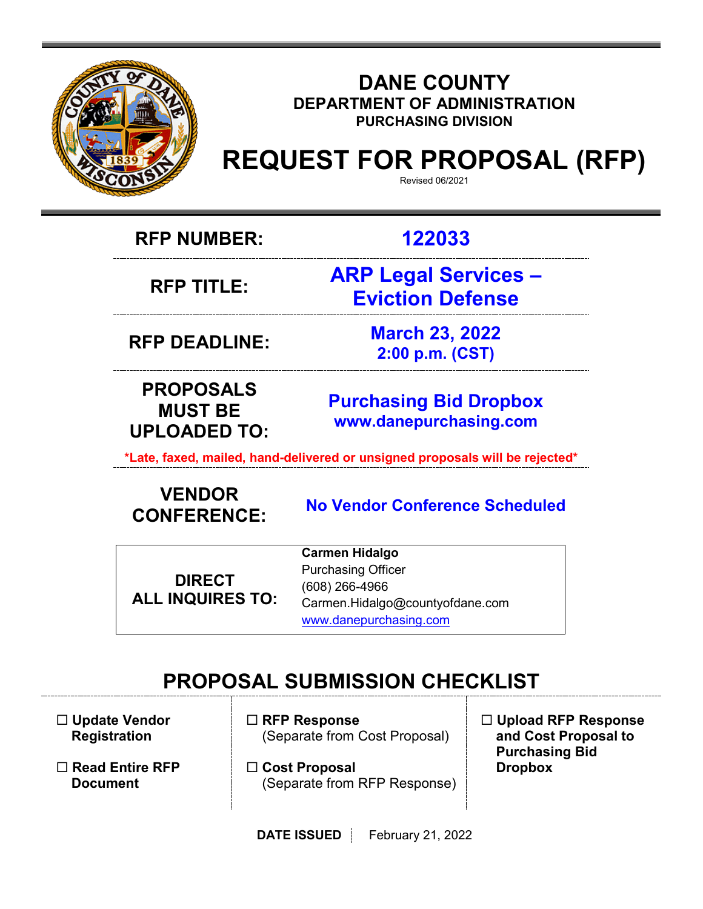# DANE COUNTY

## DEPARTMENT OF ADMINISTRATION

### PURCHASING DIVISION

# REQUEST FOR PROPOSAL (RFP)

Revised 06/2021

| | |
|---|---|
| **RFP NUMBER:** | **122033** |
| **RFP TITLE:** | **ARP Legal Services – Eviction Defense** |
| **RFP DEADLINE:** | **March 23, 2022 2:00 p.m. (CST)** |
| **PROPOSALS MUST BE UPLOADED TO:** | **Purchasing Bid Dropbox www.danepurchasing.com** |

***Late, faxed, mailed, hand-delivered or unsigned proposals will be rejected***

| | |
|---|---|
| **VENDOR CONFERENCE:** | **No Vendor Conference Scheduled** |

| | |
|---|---|
| **DIRECT ALL INQUIRES TO:** | **Carmen Hidalgo**<br>Purchasing Officer<br>(608) 266-4966<br>Carmen.Hidalgo@countyofdane.com<br>www.danepurchasing.com |

## PROPOSAL SUBMISSION CHECKLIST

- ☐ **Update Vendor Registration**
- ☐ **Read Entire RFP Document**
- ☐ **RFP Response** (Separate from Cost Proposal)
- ☐ **Cost Proposal** (Separate from RFP Response)
- ☐ **Upload RFP Response and Cost Proposal to Purchasing Bid Dropbox**

**DATE ISSUED** | February 21, 2022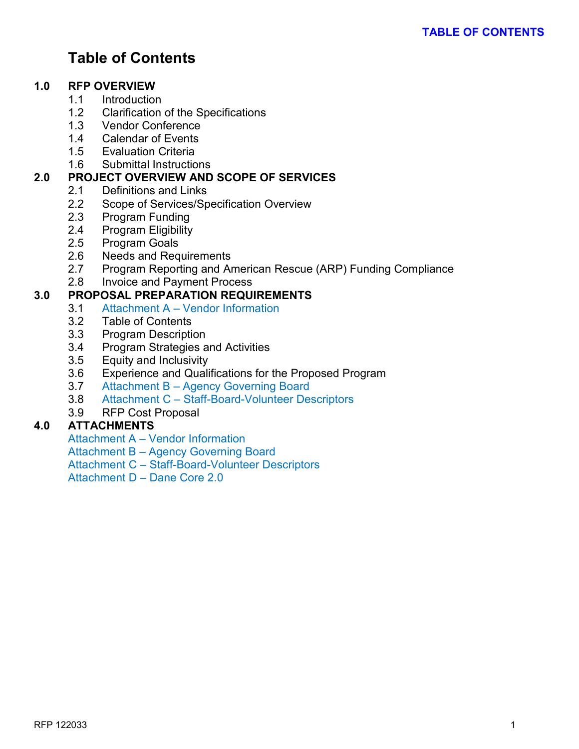# Table of Contents

**1.0 RFP OVERVIEW**
- 1.1 Introduction
- 1.2 Clarification of the Specifications
- 1.3 Vendor Conference
- 1.4 Calendar of Events
- 1.5 Evaluation Criteria
- 1.6 Submittal Instructions

**2.0 PROJECT OVERVIEW AND SCOPE OF SERVICES**
- 2.1 Definitions and Links
- 2.2 Scope of Services/Specification Overview
- 2.3 Program Funding
- 2.4 Program Eligibility
- 2.5 Program Goals
- 2.6 Needs and Requirements
- 2.7 Program Reporting and American Rescue (ARP) Funding Compliance
- 2.8 Invoice and Payment Process

**3.0 PROPOSAL PREPARATION REQUIREMENTS**
- 3.1 Attachment A – Vendor Information
- 3.2 Table of Contents
- 3.3 Program Description
- 3.4 Program Strategies and Activities
- 3.5 Equity and Inclusivity
- 3.6 Experience and Qualifications for the Proposed Program
- 3.7 Attachment B – Agency Governing Board
- 3.8 Attachment C – Staff-Board-Volunteer Descriptors
- 3.9 RFP Cost Proposal

**4.0 ATTACHMENTS**
- Attachment A – Vendor Information
- Attachment B – Agency Governing Board
- Attachment C – Staff-Board-Volunteer Descriptors
- Attachment D – Dane Core 2.0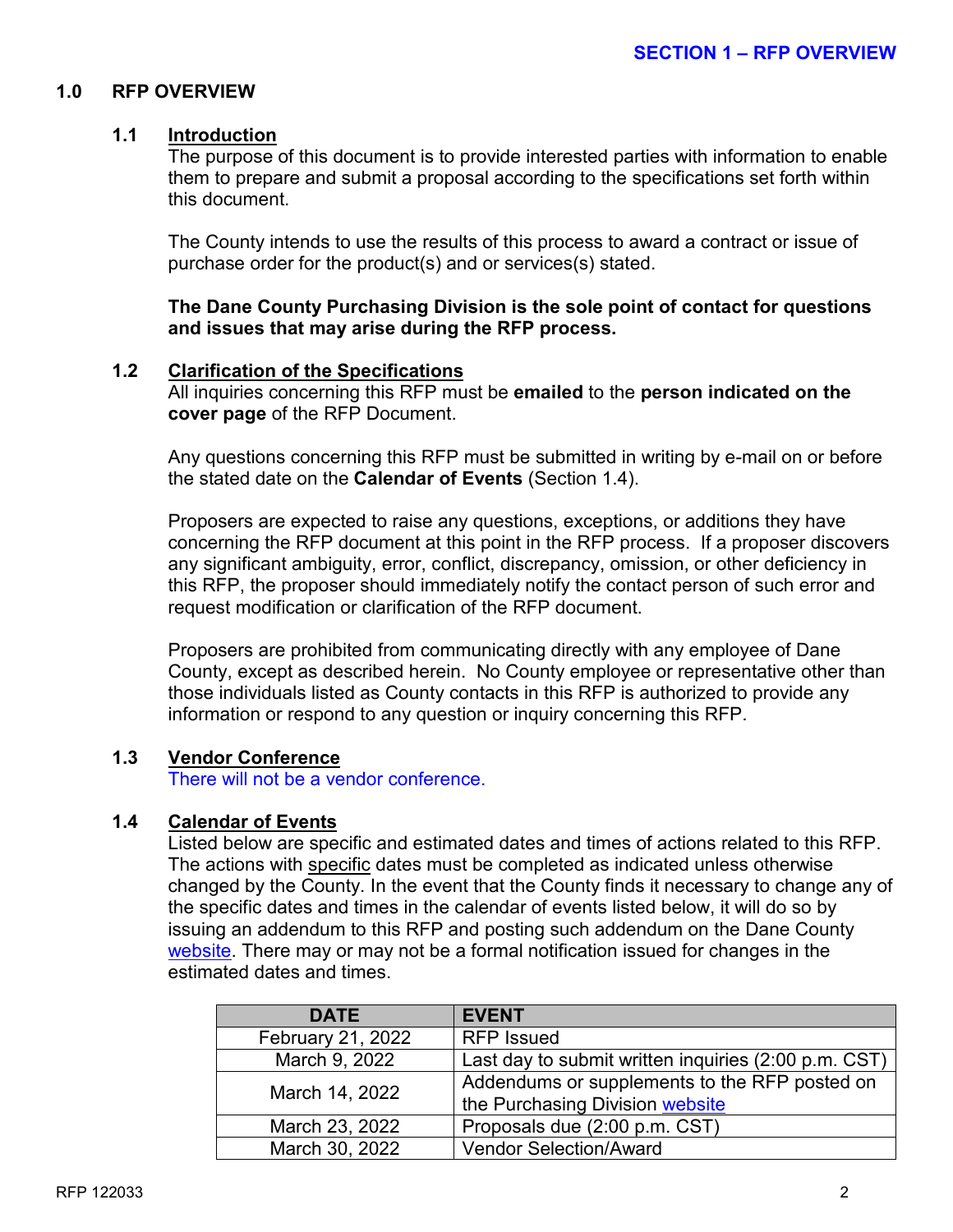## 1.0 RFP OVERVIEW

### 1.1 Introduction

The purpose of this document is to provide interested parties with information to enable them to prepare and submit a proposal according to the specifications set forth within this document.

The County intends to use the results of this process to award a contract or issue of purchase order for the product(s) and or services(s) stated.

**The Dane County Purchasing Division is the sole point of contact for questions and issues that may arise during the RFP process.**

### 1.2 Clarification of the Specifications

All inquiries concerning this RFP must be **emailed** to the **person indicated on the cover page** of the RFP Document.

Any questions concerning this RFP must be submitted in writing by e-mail on or before the stated date on the **Calendar of Events** (Section 1.4).

Proposers are expected to raise any questions, exceptions, or additions they have concerning the RFP document at this point in the RFP process. If a proposer discovers any significant ambiguity, error, conflict, discrepancy, omission, or other deficiency in this RFP, the proposer should immediately notify the contact person of such error and request modification or clarification of the RFP document.

Proposers are prohibited from communicating directly with any employee of Dane County, except as described herein. No County employee or representative other than those individuals listed as County contacts in this RFP is authorized to provide any information or respond to any question or inquiry concerning this RFP.

### 1.3 Vendor Conference

There will not be a vendor conference.

### 1.4 Calendar of Events

Listed below are specific and estimated dates and times of actions related to this RFP. The actions with specific dates must be completed as indicated unless otherwise changed by the County. In the event that the County finds it necessary to change any of the specific dates and times in the calendar of events listed below, it will do so by issuing an addendum to this RFP and posting such addendum on the Dane County website. There may or may not be a formal notification issued for changes in the estimated dates and times.

| DATE | EVENT |
|---|---|
| February 21, 2022 | RFP Issued |
| March 9, 2022 | Last day to submit written inquiries (2:00 p.m. CST) |
| March 14, 2022 | Addendums or supplements to the RFP posted on the Purchasing Division website |
| March 23, 2022 | Proposals due (2:00 p.m. CST) |
| March 30, 2022 | Vendor Selection/Award |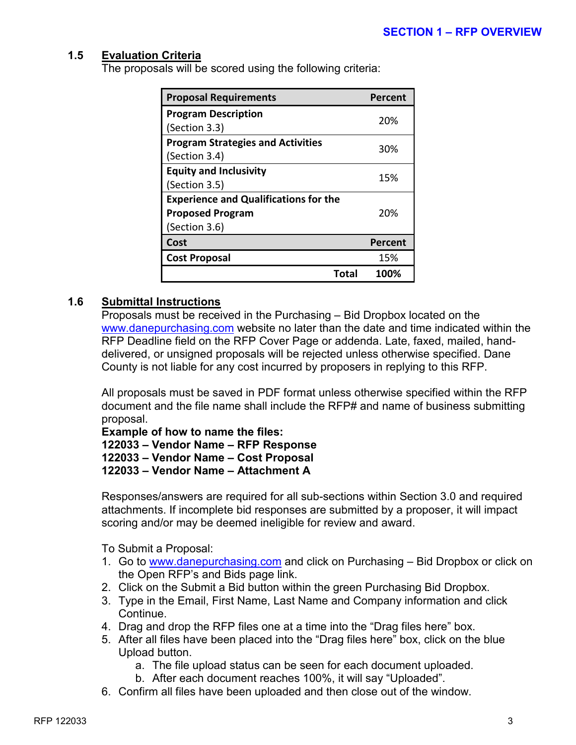### 1.5 Evaluation Criteria

The proposals will be scored using the following criteria:

| Proposal Requirements | Percent |
|---|---|
| **Program Description** (Section 3.3) | 20% |
| **Program Strategies and Activities** (Section 3.4) | 30% |
| **Equity and Inclusivity** (Section 3.5) | 15% |
| **Experience and Qualifications for the Proposed Program** (Section 3.6) | 20% |
| **Cost** | **Percent** |
| **Cost Proposal** | 15% |
| **Total** | **100%** |

### 1.6 Submittal Instructions

Proposals must be received in the Purchasing – Bid Dropbox located on the www.danepurchasing.com website no later than the date and time indicated within the RFP Deadline field on the RFP Cover Page or addenda. Late, faxed, mailed, hand-delivered, or unsigned proposals will be rejected unless otherwise specified. Dane County is not liable for any cost incurred by proposers in replying to this RFP.

All proposals must be saved in PDF format unless otherwise specified within the RFP document and the file name shall include the RFP# and name of business submitting proposal.

**Example of how to name the files:**
**122033 – Vendor Name – RFP Response**
**122033 – Vendor Name – Cost Proposal**
**122033 – Vendor Name – Attachment A**

Responses/answers are required for all sub-sections within Section 3.0 and required attachments. If incomplete bid responses are submitted by a proposer, it will impact scoring and/or may be deemed ineligible for review and award.

To Submit a Proposal:

1. Go to www.danepurchasing.com and click on Purchasing – Bid Dropbox or click on the Open RFP's and Bids page link.
2. Click on the Submit a Bid button within the green Purchasing Bid Dropbox.
3. Type in the Email, First Name, Last Name and Company information and click Continue.
4. Drag and drop the RFP files one at a time into the "Drag files here" box.
5. After all files have been placed into the "Drag files here" box, click on the blue Upload button.
   a. The file upload status can be seen for each document uploaded.
   b. After each document reaches 100%, it will say "Uploaded".
6. Confirm all files have been uploaded and then close out of the window.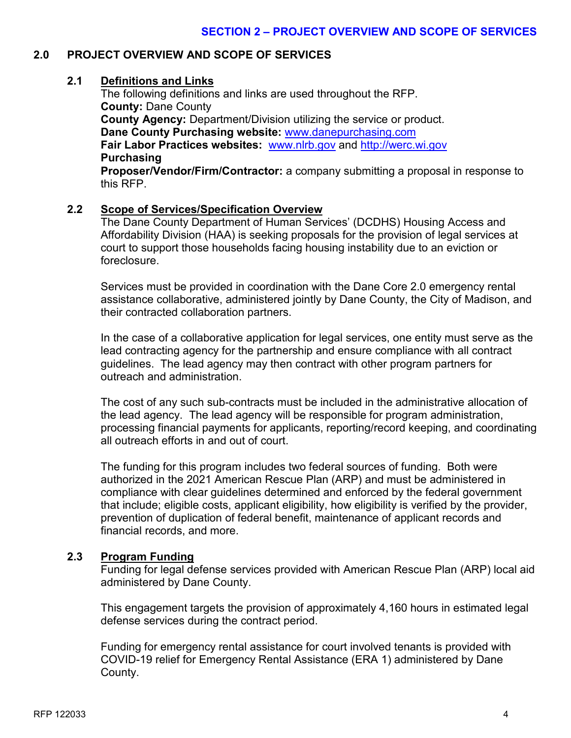## SECTION 2 – PROJECT OVERVIEW AND SCOPE OF SERVICES

### 2.0 PROJECT OVERVIEW AND SCOPE OF SERVICES

#### 2.1 Definitions and Links

The following definitions and links are used throughout the RFP.

**County:** Dane County
**County Agency:** Department/Division utilizing the service or product.
**Dane County Purchasing website:** www.danepurchasing.com
**Fair Labor Practices websites:** www.nlrb.gov and http://werc.wi.gov
**Purchasing**
**Proposer/Vendor/Firm/Contractor:** a company submitting a proposal in response to this RFP.

#### 2.2 Scope of Services/Specification Overview

The Dane County Department of Human Services' (DCDHS) Housing Access and Affordability Division (HAA) is seeking proposals for the provision of legal services at court to support those households facing housing instability due to an eviction or foreclosure.

Services must be provided in coordination with the Dane Core 2.0 emergency rental assistance collaborative, administered jointly by Dane County, the City of Madison, and their contracted collaboration partners.

In the case of a collaborative application for legal services, one entity must serve as the lead contracting agency for the partnership and ensure compliance with all contract guidelines. The lead agency may then contract with other program partners for outreach and administration.

The cost of any such sub-contracts must be included in the administrative allocation of the lead agency. The lead agency will be responsible for program administration, processing financial payments for applicants, reporting/record keeping, and coordinating all outreach efforts in and out of court.

The funding for this program includes two federal sources of funding. Both were authorized in the 2021 American Rescue Plan (ARP) and must be administered in compliance with clear guidelines determined and enforced by the federal government that include; eligible costs, applicant eligibility, how eligibility is verified by the provider, prevention of duplication of federal benefit, maintenance of applicant records and financial records, and more.

#### 2.3 Program Funding

Funding for legal defense services provided with American Rescue Plan (ARP) local aid administered by Dane County.

This engagement targets the provision of approximately 4,160 hours in estimated legal defense services during the contract period.

Funding for emergency rental assistance for court involved tenants is provided with COVID-19 relief for Emergency Rental Assistance (ERA 1) administered by Dane County.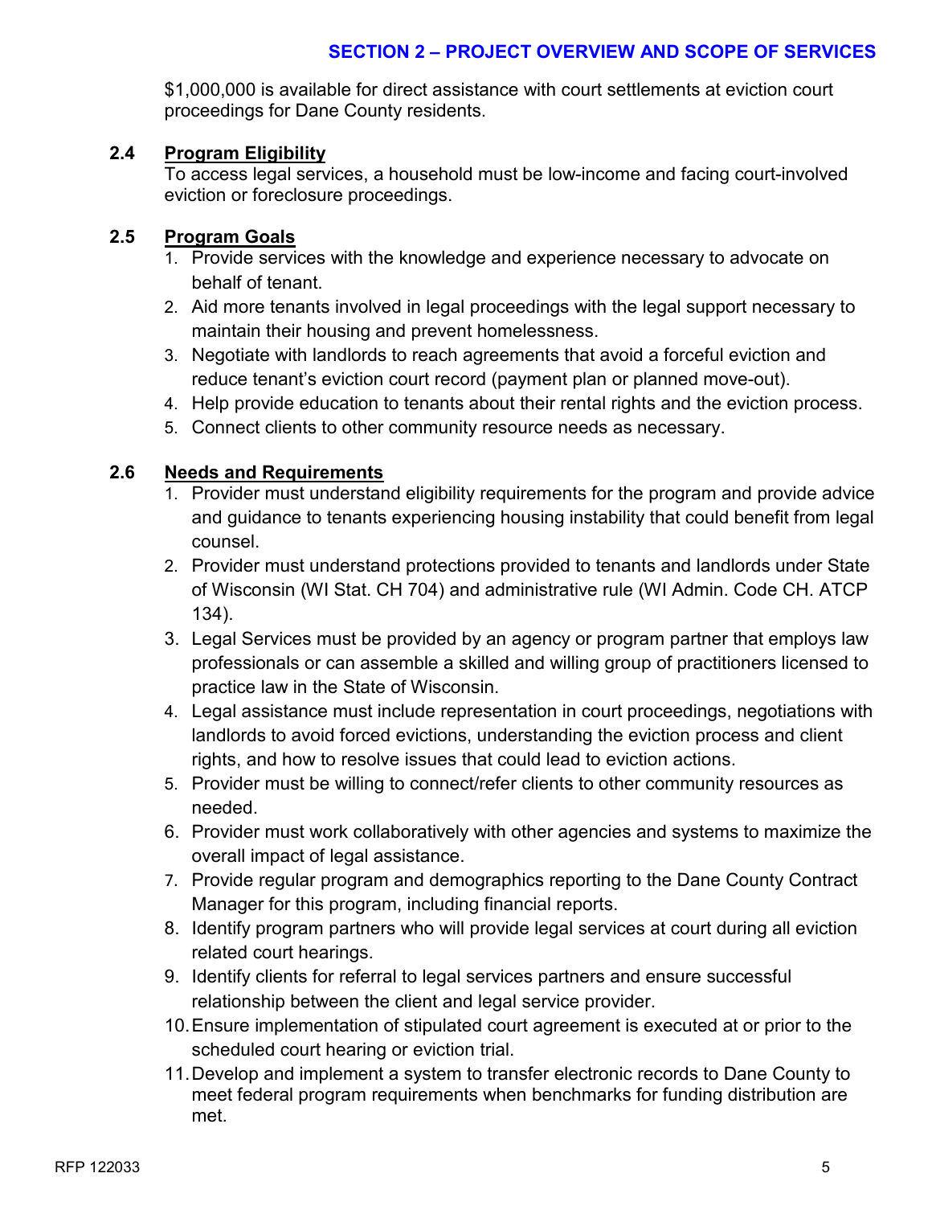$1,000,000 is available for direct assistance with court settlements at eviction court proceedings for Dane County residents.

### 2.4 Program Eligibility

To access legal services, a household must be low-income and facing court-involved eviction or foreclosure proceedings.

### 2.5 Program Goals

1. Provide services with the knowledge and experience necessary to advocate on behalf of tenant.
2. Aid more tenants involved in legal proceedings with the legal support necessary to maintain their housing and prevent homelessness.
3. Negotiate with landlords to reach agreements that avoid a forceful eviction and reduce tenant's eviction court record (payment plan or planned move-out).
4. Help provide education to tenants about their rental rights and the eviction process.
5. Connect clients to other community resource needs as necessary.

### 2.6 Needs and Requirements

1. Provider must understand eligibility requirements for the program and provide advice and guidance to tenants experiencing housing instability that could benefit from legal counsel.
2. Provider must understand protections provided to tenants and landlords under State of Wisconsin (WI Stat. CH 704) and administrative rule (WI Admin. Code CH. ATCP 134).
3. Legal Services must be provided by an agency or program partner that employs law professionals or can assemble a skilled and willing group of practitioners licensed to practice law in the State of Wisconsin.
4. Legal assistance must include representation in court proceedings, negotiations with landlords to avoid forced evictions, understanding the eviction process and client rights, and how to resolve issues that could lead to eviction actions.
5. Provider must be willing to connect/refer clients to other community resources as needed.
6. Provider must work collaboratively with other agencies and systems to maximize the overall impact of legal assistance.
7. Provide regular program and demographics reporting to the Dane County Contract Manager for this program, including financial reports.
8. Identify program partners who will provide legal services at court during all eviction related court hearings.
9. Identify clients for referral to legal services partners and ensure successful relationship between the client and legal service provider.
10. Ensure implementation of stipulated court agreement is executed at or prior to the scheduled court hearing or eviction trial.
11. Develop and implement a system to transfer electronic records to Dane County to meet federal program requirements when benchmarks for funding distribution are met.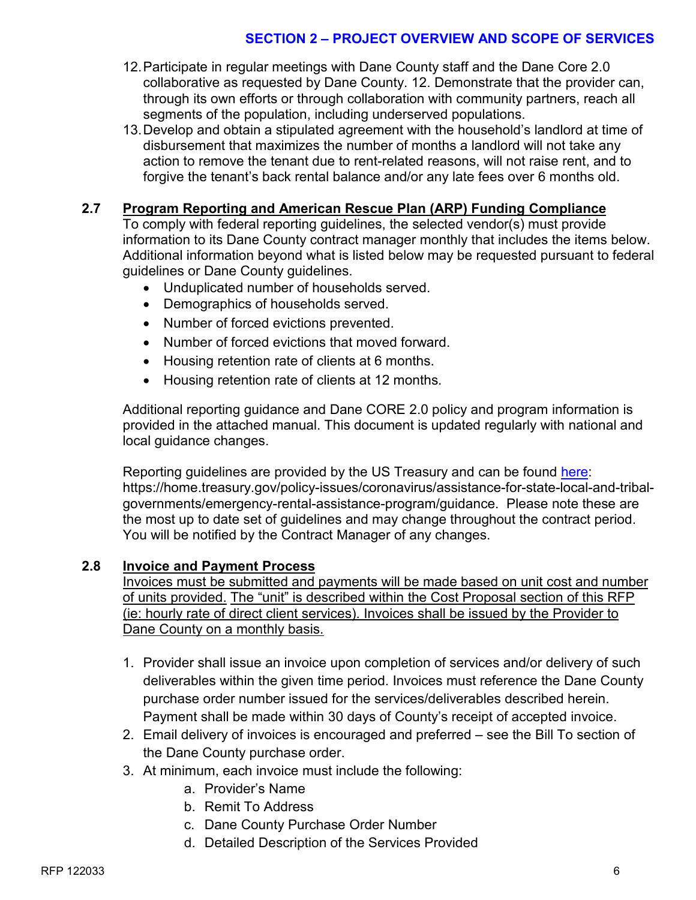12. Participate in regular meetings with Dane County staff and the Dane Core 2.0 collaborative as requested by Dane County. 12. Demonstrate that the provider can, through its own efforts or through collaboration with community partners, reach all segments of the population, including underserved populations.
13. Develop and obtain a stipulated agreement with the household's landlord at time of disbursement that maximizes the number of months a landlord will not take any action to remove the tenant due to rent-related reasons, will not raise rent, and to forgive the tenant's back rental balance and/or any late fees over 6 months old.

### 2.7 Program Reporting and American Rescue Plan (ARP) Funding Compliance

To comply with federal reporting guidelines, the selected vendor(s) must provide information to its Dane County contract manager monthly that includes the items below. Additional information beyond what is listed below may be requested pursuant to federal guidelines or Dane County guidelines.

- Unduplicated number of households served.
- Demographics of households served.
- Number of forced evictions prevented.
- Number of forced evictions that moved forward.
- Housing retention rate of clients at 6 months.
- Housing retention rate of clients at 12 months.

Additional reporting guidance and Dane CORE 2.0 policy and program information is provided in the attached manual. This document is updated regularly with national and local guidance changes.

Reporting guidelines are provided by the US Treasury and can be found here: https://home.treasury.gov/policy-issues/coronavirus/assistance-for-state-local-and-tribal-governments/emergency-rental-assistance-program/guidance. Please note these are the most up to date set of guidelines and may change throughout the contract period. You will be notified by the Contract Manager of any changes.

### 2.8 Invoice and Payment Process

Invoices must be submitted and payments will be made based on unit cost and number of units provided. The "unit" is described within the Cost Proposal section of this RFP (ie: hourly rate of direct client services). Invoices shall be issued by the Provider to Dane County on a monthly basis.

1. Provider shall issue an invoice upon completion of services and/or delivery of such deliverables within the given time period. Invoices must reference the Dane County purchase order number issued for the services/deliverables described herein. Payment shall be made within 30 days of County's receipt of accepted invoice.
2. Email delivery of invoices is encouraged and preferred – see the Bill To section of the Dane County purchase order.
3. At minimum, each invoice must include the following:
    a. Provider's Name
    b. Remit To Address
    c. Dane County Purchase Order Number
    d. Detailed Description of the Services Provided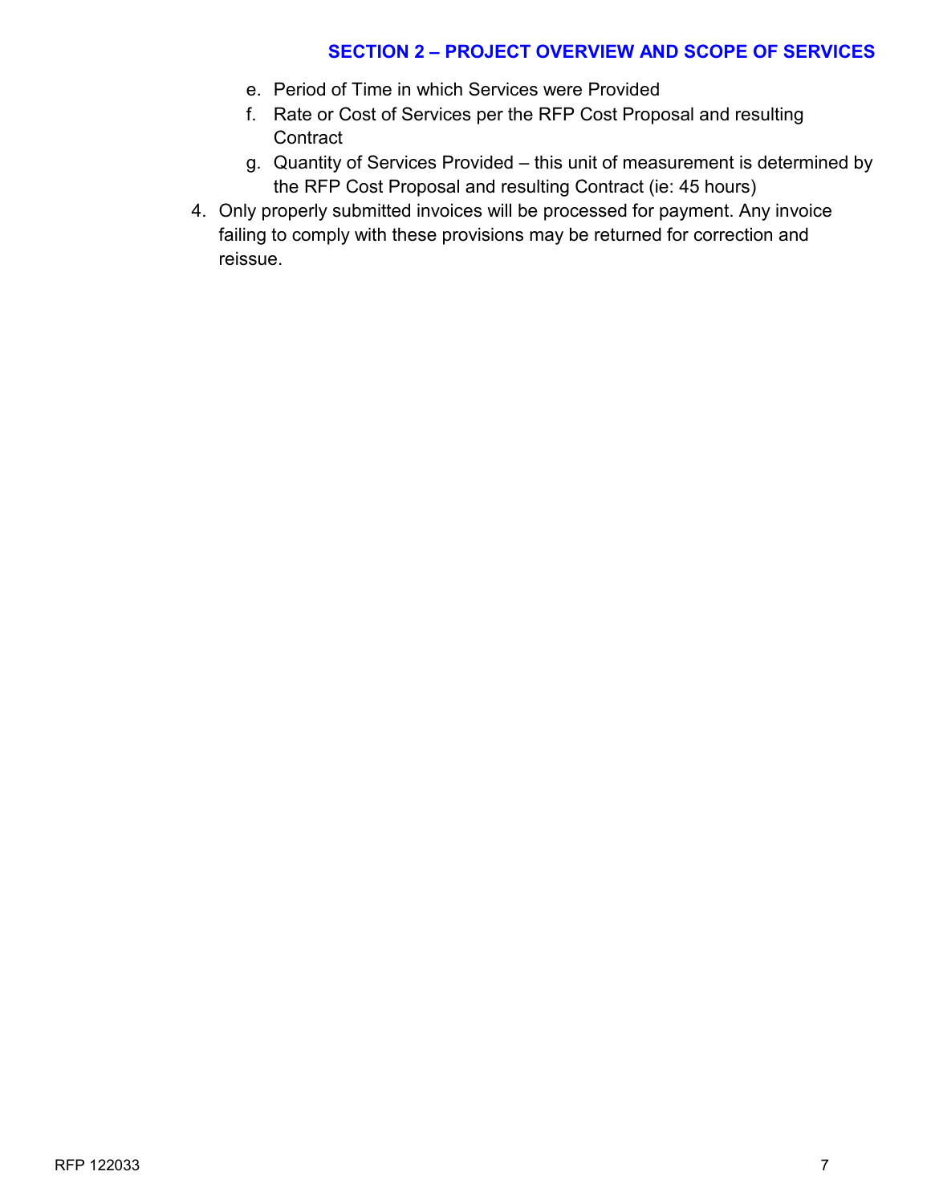e. Period of Time in which Services were Provided
   f. Rate or Cost of Services per the RFP Cost Proposal and resulting Contract
   g. Quantity of Services Provided – this unit of measurement is determined by the RFP Cost Proposal and resulting Contract (ie: 45 hours)

4. Only properly submitted invoices will be processed for payment. Any invoice failing to comply with these provisions may be returned for correction and reissue.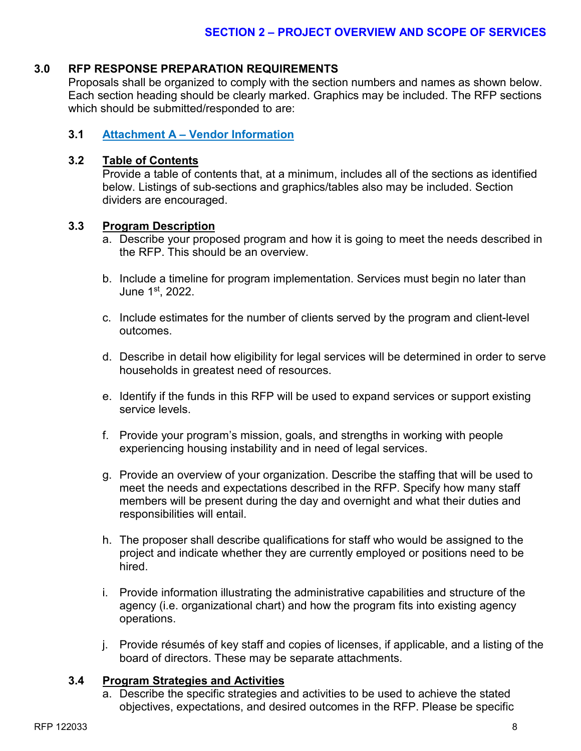## 3.0 RFP RESPONSE PREPARATION REQUIREMENTS

Proposals shall be organized to comply with the section numbers and names as shown below. Each section heading should be clearly marked. Graphics may be included. The RFP sections which should be submitted/responded to are:

### 3.1 Attachment A – Vendor Information

### 3.2 Table of Contents

Provide a table of contents that, at a minimum, includes all of the sections as identified below. Listings of sub-sections and graphics/tables also may be included. Section dividers are encouraged.

### 3.3 Program Description

a. Describe your proposed program and how it is going to meet the needs described in the RFP. This should be an overview.

b. Include a timeline for program implementation. Services must begin no later than June 1st, 2022.

c. Include estimates for the number of clients served by the program and client-level outcomes.

d. Describe in detail how eligibility for legal services will be determined in order to serve households in greatest need of resources.

e. Identify if the funds in this RFP will be used to expand services or support existing service levels.

f. Provide your program's mission, goals, and strengths in working with people experiencing housing instability and in need of legal services.

g. Provide an overview of your organization. Describe the staffing that will be used to meet the needs and expectations described in the RFP. Specify how many staff members will be present during the day and overnight and what their duties and responsibilities will entail.

h. The proposer shall describe qualifications for staff who would be assigned to the project and indicate whether they are currently employed or positions need to be hired.

i. Provide information illustrating the administrative capabilities and structure of the agency (i.e. organizational chart) and how the program fits into existing agency operations.

j. Provide résumés of key staff and copies of licenses, if applicable, and a listing of the board of directors. These may be separate attachments.

### 3.4 Program Strategies and Activities

a. Describe the specific strategies and activities to be used to achieve the stated objectives, expectations, and desired outcomes in the RFP. Please be specific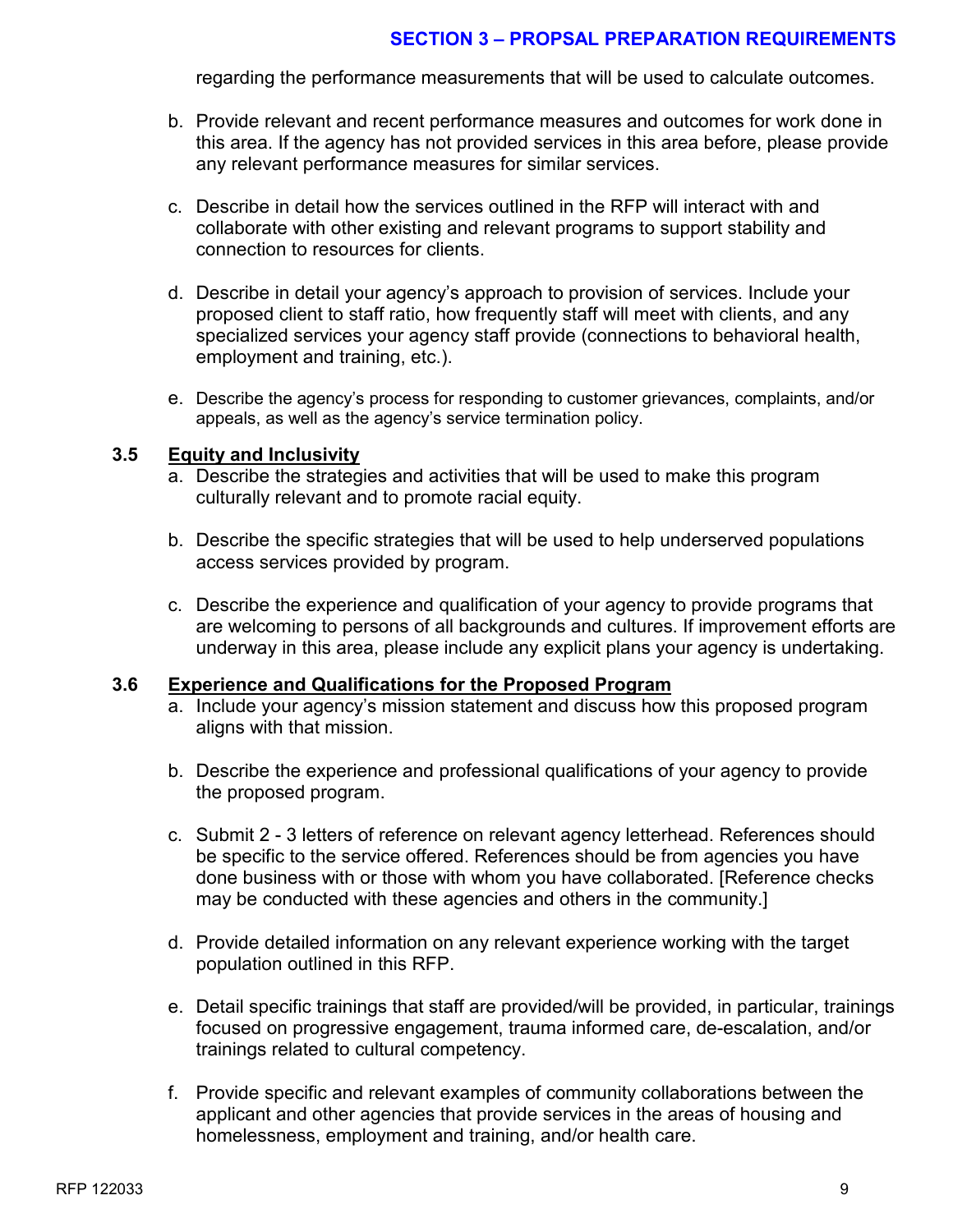regarding the performance measurements that will be used to calculate outcomes.

b. Provide relevant and recent performance measures and outcomes for work done in this area. If the agency has not provided services in this area before, please provide any relevant performance measures for similar services.

c. Describe in detail how the services outlined in the RFP will interact with and collaborate with other existing and relevant programs to support stability and connection to resources for clients.

d. Describe in detail your agency's approach to provision of services. Include your proposed client to staff ratio, how frequently staff will meet with clients, and any specialized services your agency staff provide (connections to behavioral health, employment and training, etc.).

e. Describe the agency's process for responding to customer grievances, complaints, and/or appeals, as well as the agency's service termination policy.

### 3.5 Equity and Inclusivity

a. Describe the strategies and activities that will be used to make this program culturally relevant and to promote racial equity.

b. Describe the specific strategies that will be used to help underserved populations access services provided by program.

c. Describe the experience and qualification of your agency to provide programs that are welcoming to persons of all backgrounds and cultures. If improvement efforts are underway in this area, please include any explicit plans your agency is undertaking.

### 3.6 Experience and Qualifications for the Proposed Program

a. Include your agency's mission statement and discuss how this proposed program aligns with that mission.

b. Describe the experience and professional qualifications of your agency to provide the proposed program.

c. Submit 2 - 3 letters of reference on relevant agency letterhead. References should be specific to the service offered. References should be from agencies you have done business with or those with whom you have collaborated. [Reference checks may be conducted with these agencies and others in the community.]

d. Provide detailed information on any relevant experience working with the target population outlined in this RFP.

e. Detail specific trainings that staff are provided/will be provided, in particular, trainings focused on progressive engagement, trauma informed care, de-escalation, and/or trainings related to cultural competency.

f. Provide specific and relevant examples of community collaborations between the applicant and other agencies that provide services in the areas of housing and homelessness, employment and training, and/or health care.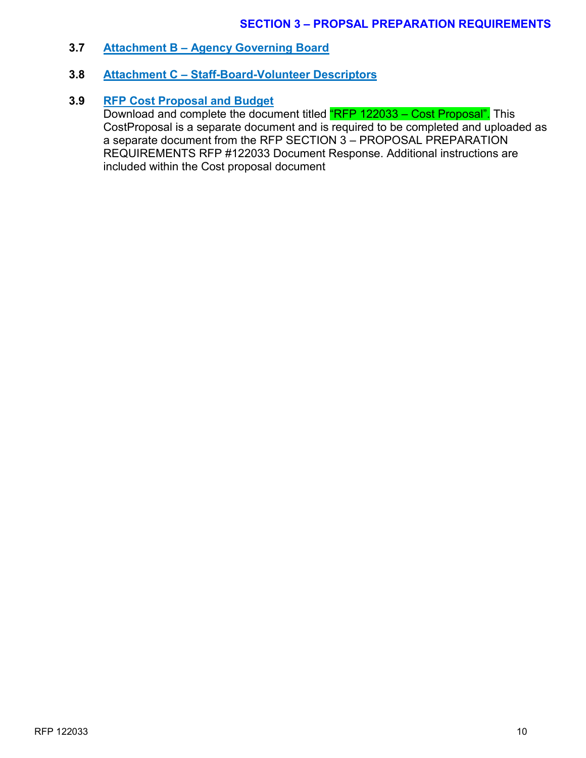## SECTION 3 – PROPSAL PREPARATION REQUIREMENTS

**3.7 Attachment B – Agency Governing Board**

**3.8 Attachment C – Staff-Board-Volunteer Descriptors**

**3.9 RFP Cost Proposal and Budget**

Download and complete the document titled "RFP 122033 – Cost Proposal". This CostProposal is a separate document and is required to be completed and uploaded as a separate document from the RFP SECTION 3 – PROPOSAL PREPARATION REQUIREMENTS RFP #122033 Document Response. Additional instructions are included within the Cost proposal document